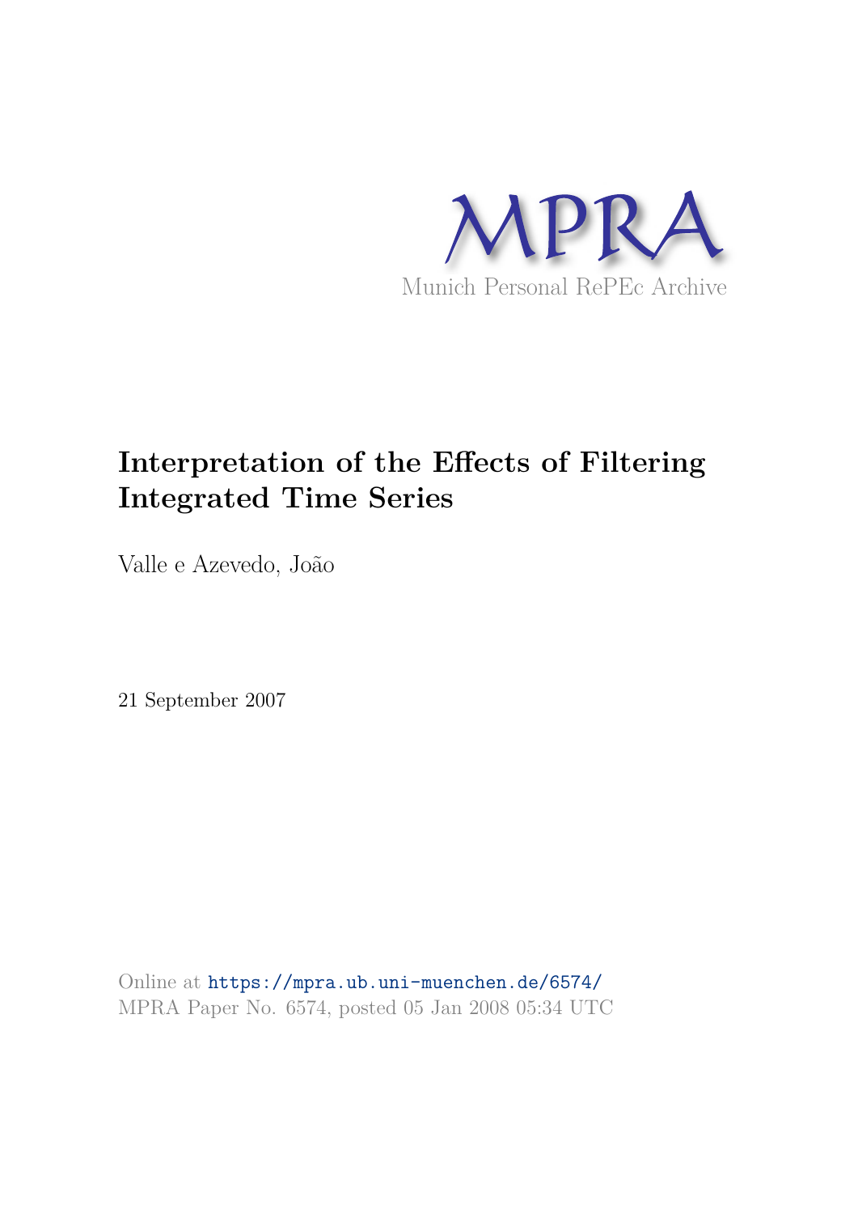MPRA

Munich Personal RePEc Archive

# Interpretation of the Effects of Filtering Integrated Time Series

Valle e Azevedo, João

21 September 2007

Online at https://mpra.ub.uni-muenchen.de/6574/
MPRA Paper No. 6574, posted 05 Jan 2008 05:34 UTC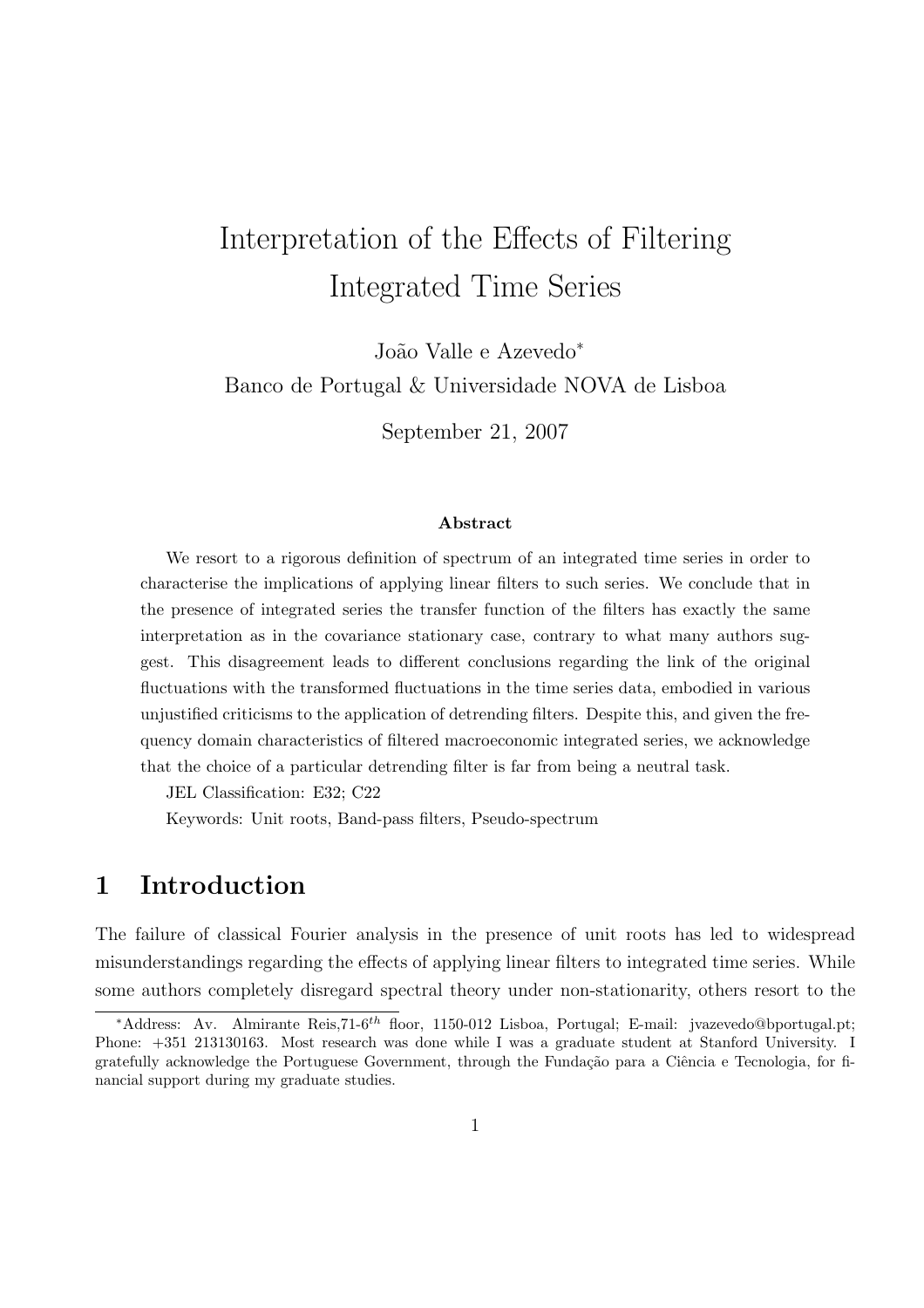# Interpretation of the Effects of Filtering Integrated Time Series

João Valle e Azevedo[*]

Banco de Portugal & Universidade NOVA de Lisboa

September 21, 2007

**Abstract**

We resort to a rigorous definition of spectrum of an integrated time series in order to characterise the implications of applying linear filters to such series. We conclude that in the presence of integrated series the transfer function of the filters has exactly the same interpretation as in the covariance stationary case, contrary to what many authors suggest. This disagreement leads to different conclusions regarding the link of the original fluctuations with the transformed fluctuations in the time series data, embodied in various unjustified criticisms to the application of detrending filters. Despite this, and given the frequency domain characteristics of filtered macroeconomic integrated series, we acknowledge that the choice of a particular detrending filter is far from being a neutral task.

JEL Classification: E32; C22

Keywords: Unit roots, Band-pass filters, Pseudo-spectrum

## 1 Introduction

The failure of classical Fourier analysis in the presence of unit roots has led to widespread misunderstandings regarding the effects of applying linear filters to integrated time series. While some authors completely disregard spectral theory under non-stationarity, others resort to the

[*]Address: Av. Almirante Reis,71-6$^{th}$ floor, 1150-012 Lisboa, Portugal; E-mail: jvazevedo@bportugal.pt; Phone: +351 213130163. Most research was done while I was a graduate student at Stanford University. I gratefully acknowledge the Portuguese Government, through the Fundação para a Ciência e Tecnologia, for financial support during my graduate studies.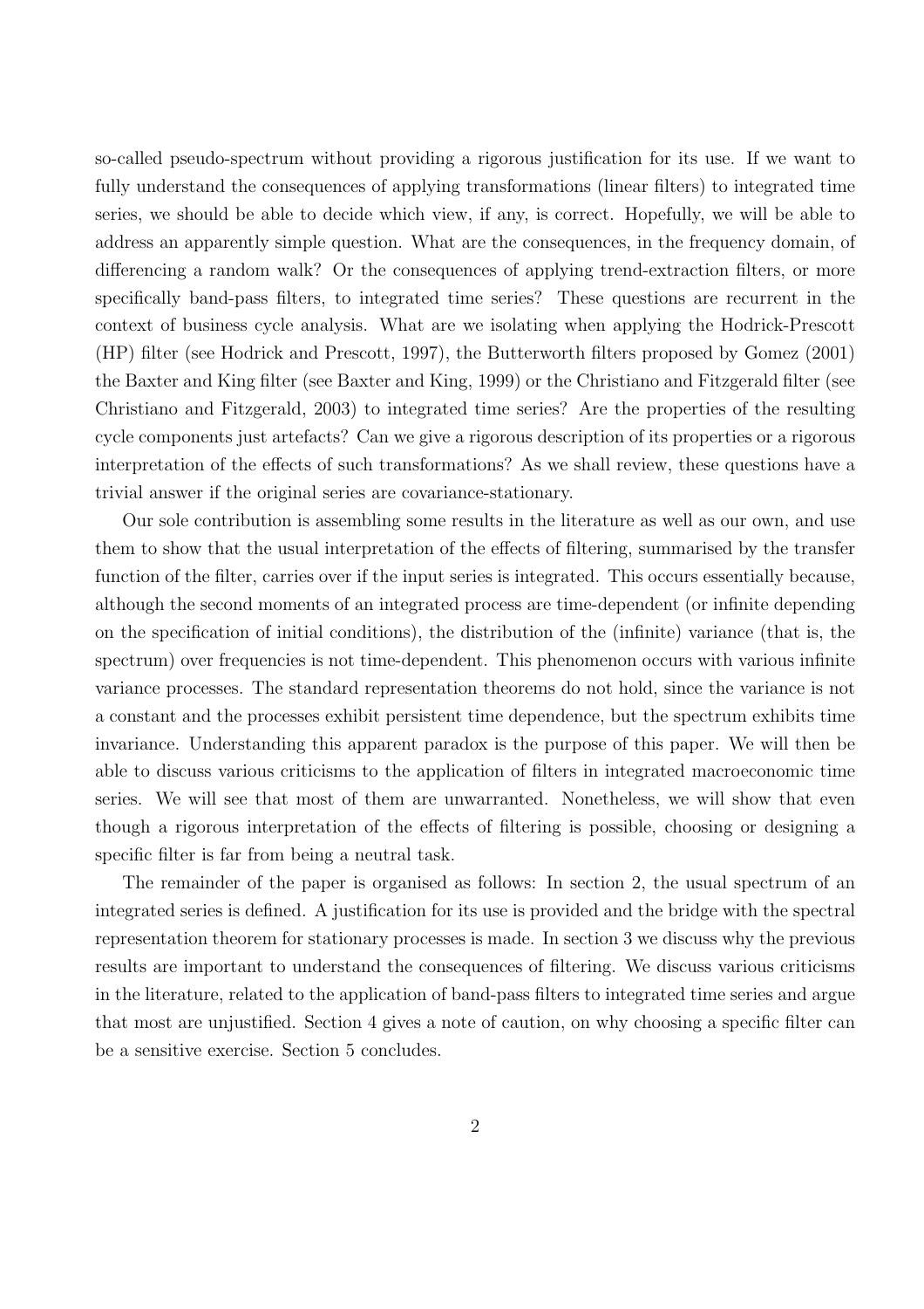so-called pseudo-spectrum without providing a rigorous justification for its use. If we want to fully understand the consequences of applying transformations (linear filters) to integrated time series, we should be able to decide which view, if any, is correct. Hopefully, we will be able to address an apparently simple question. What are the consequences, in the frequency domain, of differencing a random walk? Or the consequences of applying trend-extraction filters, or more specifically band-pass filters, to integrated time series? These questions are recurrent in the context of business cycle analysis. What are we isolating when applying the Hodrick-Prescott (HP) filter (see Hodrick and Prescott, 1997), the Butterworth filters proposed by Gomez (2001) the Baxter and King filter (see Baxter and King, 1999) or the Christiano and Fitzgerald filter (see Christiano and Fitzgerald, 2003) to integrated time series? Are the properties of the resulting cycle components just artefacts? Can we give a rigorous description of its properties or a rigorous interpretation of the effects of such transformations? As we shall review, these questions have a trivial answer if the original series are covariance-stationary.

Our sole contribution is assembling some results in the literature as well as our own, and use them to show that the usual interpretation of the effects of filtering, summarised by the transfer function of the filter, carries over if the input series is integrated. This occurs essentially because, although the second moments of an integrated process are time-dependent (or infinite depending on the specification of initial conditions), the distribution of the (infinite) variance (that is, the spectrum) over frequencies is not time-dependent. This phenomenon occurs with various infinite variance processes. The standard representation theorems do not hold, since the variance is not a constant and the processes exhibit persistent time dependence, but the spectrum exhibits time invariance. Understanding this apparent paradox is the purpose of this paper. We will then be able to discuss various criticisms to the application of filters in integrated macroeconomic time series. We will see that most of them are unwarranted. Nonetheless, we will show that even though a rigorous interpretation of the effects of filtering is possible, choosing or designing a specific filter is far from being a neutral task.

The remainder of the paper is organised as follows: In section 2, the usual spectrum of an integrated series is defined. A justification for its use is provided and the bridge with the spectral representation theorem for stationary processes is made. In section 3 we discuss why the previous results are important to understand the consequences of filtering. We discuss various criticisms in the literature, related to the application of band-pass filters to integrated time series and argue that most are unjustified. Section 4 gives a note of caution, on why choosing a specific filter can be a sensitive exercise. Section 5 concludes.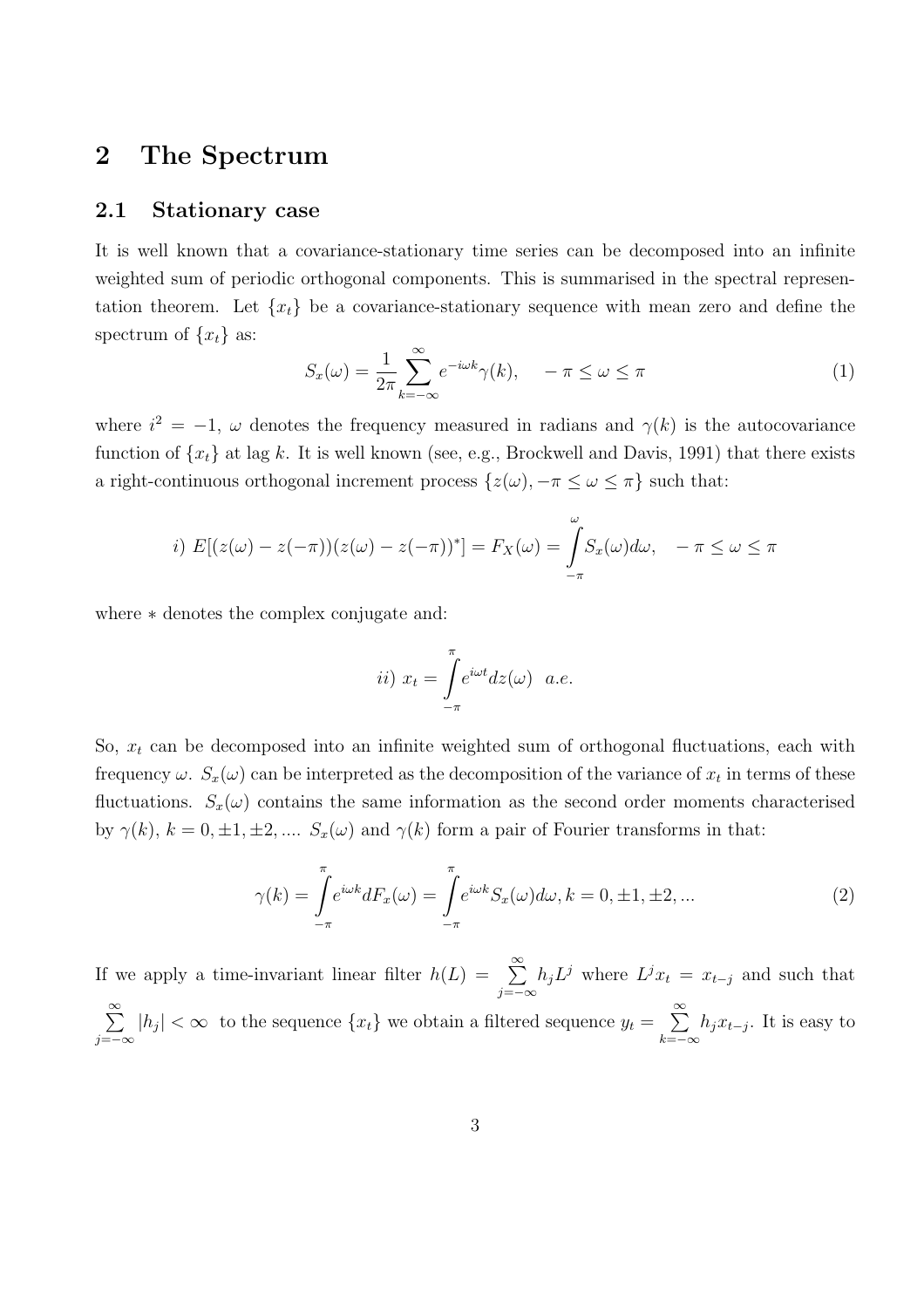# 2 The Spectrum

## 2.1 Stationary case

It is well known that a covariance-stationary time series can be decomposed into an infinite weighted sum of periodic orthogonal components. This is summarised in the spectral representation theorem. Let $\{x_t\}$ be a covariance-stationary sequence with mean zero and define the spectrum of $\{x_t\}$ as:

$$S_x(\omega) = \frac{1}{2\pi} \sum_{k=-\infty}^{\infty} e^{-i\omega k} \gamma(k), \quad -\pi \leq \omega \leq \pi \tag{1}$$

where $i^2 = -1$, $\omega$ denotes the frequency measured in radians and $\gamma(k)$ is the autocovariance function of $\{x_t\}$ at lag $k$. It is well known (see, e.g., Brockwell and Davis, 1991) that there exists a right-continuous orthogonal increment process $\{z(\omega), -\pi \leq \omega \leq \pi\}$ such that:

$$i)\ E[(z(\omega) - z(-\pi))(z(\omega) - z(-\pi))^*] = F_X(\omega) = \int_{-\pi}^{\omega} S_x(\omega) d\omega, \quad -\pi \leq \omega \leq \pi$$

where $*$ denotes the complex conjugate and:

$$ii)\ x_t = \int_{-\pi}^{\pi} e^{i\omega t} dz(\omega) \ \ a.e.$$

So, $x_t$ can be decomposed into an infinite weighted sum of orthogonal fluctuations, each with frequency $\omega$. $S_x(\omega)$ can be interpreted as the decomposition of the variance of $x_t$ in terms of these fluctuations. $S_x(\omega)$ contains the same information as the second order moments characterised by $\gamma(k)$, $k = 0, \pm1, \pm2, ....$ $S_x(\omega)$ and $\gamma(k)$ form a pair of Fourier transforms in that:

$$\gamma(k) = \int_{-\pi}^{\pi} e^{i\omega k} dF_x(\omega) = \int_{-\pi}^{\pi} e^{i\omega k} S_x(\omega) d\omega, k = 0, \pm1, \pm2, ... \tag{2}$$

If we apply a time-invariant linear filter $h(L) = \sum_{j=-\infty}^{\infty} h_j L^j$ where $L^j x_t = x_{t-j}$ and such that $\sum_{j=-\infty}^{\infty} |h_j| < \infty$ to the sequence $\{x_t\}$ we obtain a filtered sequence $y_t = \sum_{k=-\infty}^{\infty} h_j x_{t-j}$. It is easy to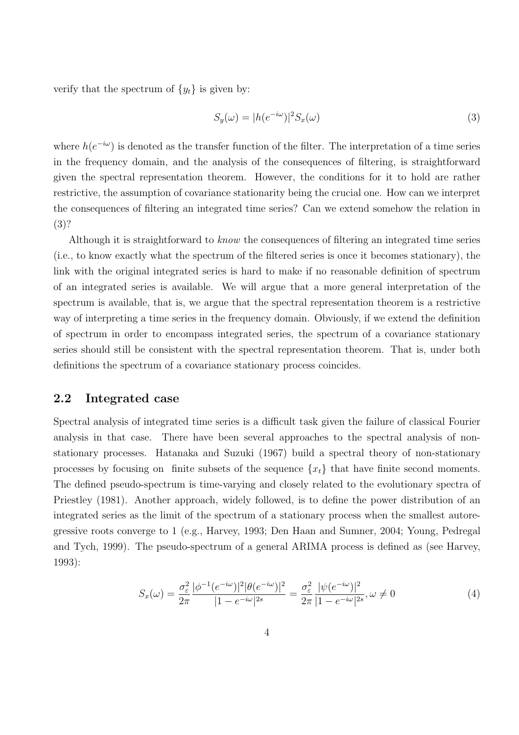verify that the spectrum of $\{y_t\}$ is given by:

$$S_y(\omega) = |h(e^{-i\omega})|^2 S_x(\omega) \tag{3}$$

where $h(e^{-i\omega})$ is denoted as the transfer function of the filter. The interpretation of a time series in the frequency domain, and the analysis of the consequences of filtering, is straightforward given the spectral representation theorem. However, the conditions for it to hold are rather restrictive, the assumption of covariance stationarity being the crucial one. How can we interpret the consequences of filtering an integrated time series? Can we extend somehow the relation in (3)?

Although it is straightforward to *know* the consequences of filtering an integrated time series (i.e., to know exactly what the spectrum of the filtered series is once it becomes stationary), the link with the original integrated series is hard to make if no reasonable definition of spectrum of an integrated series is available. We will argue that a more general interpretation of the spectrum is available, that is, we argue that the spectral representation theorem is a restrictive way of interpreting a time series in the frequency domain. Obviously, if we extend the definition of spectrum in order to encompass integrated series, the spectrum of a covariance stationary series should still be consistent with the spectral representation theorem. That is, under both definitions the spectrum of a covariance stationary process coincides.

## 2.2 Integrated case

Spectral analysis of integrated time series is a difficult task given the failure of classical Fourier analysis in that case. There have been several approaches to the spectral analysis of non-stationary processes. Hatanaka and Suzuki (1967) build a spectral theory of non-stationary processes by focusing on finite subsets of the sequence $\{x_t\}$ that have finite second moments. The defined pseudo-spectrum is time-varying and closely related to the evolutionary spectra of Priestley (1981). Another approach, widely followed, is to define the power distribution of an integrated series as the limit of the spectrum of a stationary process when the smallest autoregressive roots converge to 1 (e.g., Harvey, 1993; Den Haan and Sumner, 2004; Young, Pedregal and Tych, 1999). The pseudo-spectrum of a general ARIMA process is defined as (see Harvey, 1993):

$$S_x(\omega) = \frac{\sigma_\varepsilon^2}{2\pi} \frac{|\phi^{-1}(e^{-i\omega})|^2 |\theta(e^{-i\omega})|^2}{|1 - e^{-i\omega}|^{2s}} = \frac{\sigma_\varepsilon^2}{2\pi} \frac{|\psi(e^{-i\omega})|^2}{|1 - e^{-i\omega}|^{2s}}, \omega \neq 0 \tag{4}$$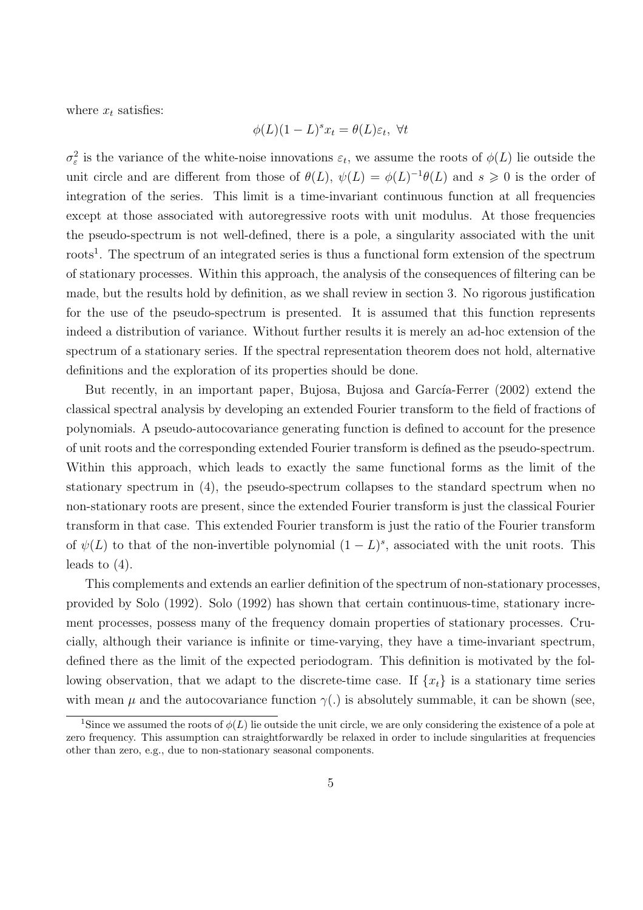where $x_t$ satisfies:

$$\phi(L)(1-L)^s x_t = \theta(L)\varepsilon_t, \ \forall t$$

$\sigma_\varepsilon^2$ is the variance of the white-noise innovations $\varepsilon_t$, we assume the roots of $\phi(L)$ lie outside the unit circle and are different from those of $\theta(L)$, $\psi(L) = \phi(L)^{-1}\theta(L)$ and $s \geqslant 0$ is the order of integration of the series. This limit is a time-invariant continuous function at all frequencies except at those associated with autoregressive roots with unit modulus. At those frequencies the pseudo-spectrum is not well-defined, there is a pole, a singularity associated with the unit roots[1]. The spectrum of an integrated series is thus a functional form extension of the spectrum of stationary processes. Within this approach, the analysis of the consequences of filtering can be made, but the results hold by definition, as we shall review in section 3. No rigorous justification for the use of the pseudo-spectrum is presented. It is assumed that this function represents indeed a distribution of variance. Without further results it is merely an ad-hoc extension of the spectrum of a stationary series. If the spectral representation theorem does not hold, alternative definitions and the exploration of its properties should be done.

But recently, in an important paper, Bujosa, Bujosa and García-Ferrer (2002) extend the classical spectral analysis by developing an extended Fourier transform to the field of fractions of polynomials. A pseudo-autocovariance generating function is defined to account for the presence of unit roots and the corresponding extended Fourier transform is defined as the pseudo-spectrum. Within this approach, which leads to exactly the same functional forms as the limit of the stationary spectrum in (4), the pseudo-spectrum collapses to the standard spectrum when no non-stationary roots are present, since the extended Fourier transform is just the classical Fourier transform in that case. This extended Fourier transform is just the ratio of the Fourier transform of $\psi(L)$ to that of the non-invertible polynomial $(1-L)^s$, associated with the unit roots. This leads to (4).

This complements and extends an earlier definition of the spectrum of non-stationary processes, provided by Solo (1992). Solo (1992) has shown that certain continuous-time, stationary increment processes, possess many of the frequency domain properties of stationary processes. Crucially, although their variance is infinite or time-varying, they have a time-invariant spectrum, defined there as the limit of the expected periodogram. This definition is motivated by the following observation, that we adapt to the discrete-time case. If $\{x_t\}$ is a stationary time series with mean $\mu$ and the autocovariance function $\gamma(.)$ is absolutely summable, it can be shown (see,

[1] Since we assumed the roots of $\phi(L)$ lie outside the unit circle, we are only considering the existence of a pole at zero frequency. This assumption can straightforwardly be relaxed in order to include singularities at frequencies other than zero, e.g., due to non-stationary seasonal components.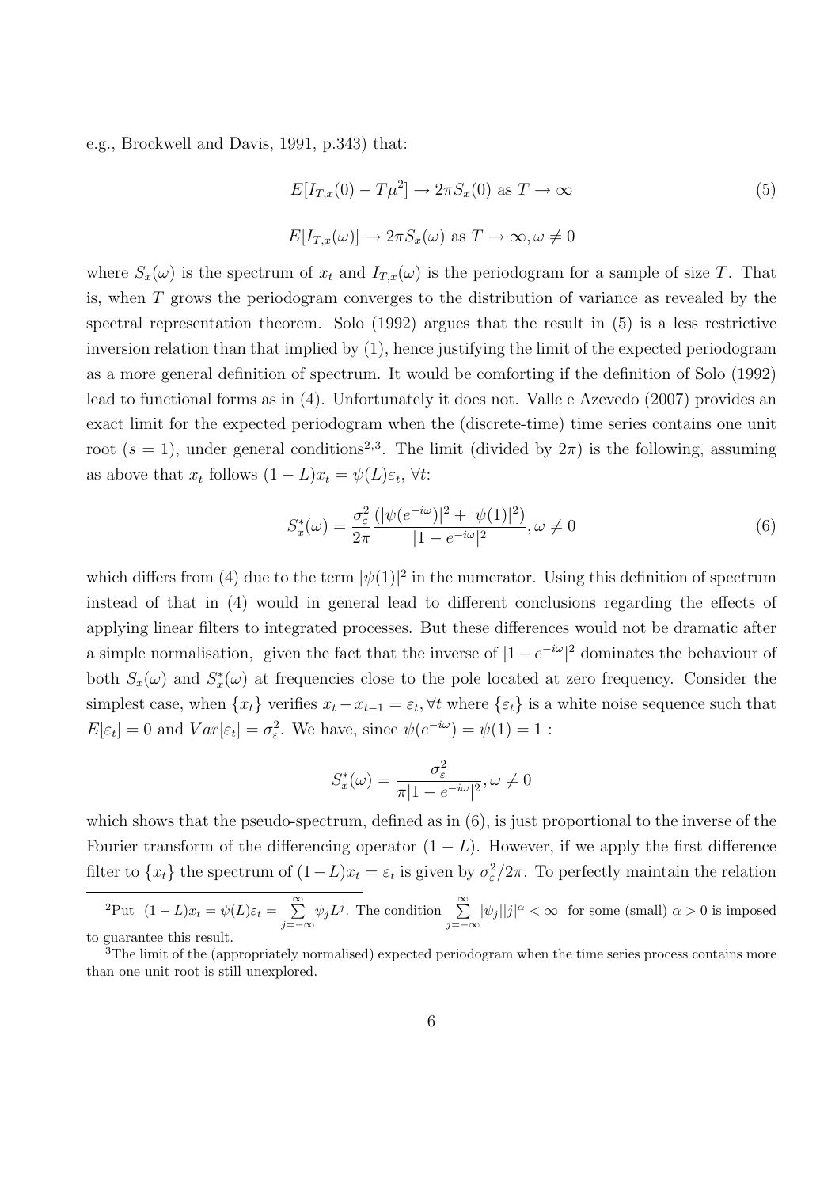e.g., Brockwell and Davis, 1991, p.343) that:

$$E[I_{T,x}(0) - T\mu^2] \to 2\pi S_x(0) \text{ as } T \to \infty \tag{5}$$

$$E[I_{T,x}(\omega)] \to 2\pi S_x(\omega) \text{ as } T \to \infty, \omega \neq 0$$

where $S_x(\omega)$ is the spectrum of $x_t$ and $I_{T,x}(\omega)$ is the periodogram for a sample of size $T$. That is, when $T$ grows the periodogram converges to the distribution of variance as revealed by the spectral representation theorem. Solo (1992) argues that the result in (5) is a less restrictive inversion relation than that implied by (1), hence justifying the limit of the expected periodogram as a more general definition of spectrum. It would be comforting if the definition of Solo (1992) lead to functional forms as in (4). Unfortunately it does not. Valle e Azevedo (2007) provides an exact limit for the expected periodogram when the (discrete-time) time series contains one unit root ($s = 1$), under general conditions[2,3]. The limit (divided by $2\pi$) is the following, assuming as above that $x_t$ follows $(1 - L)x_t = \psi(L)\varepsilon_t$, $\forall t$:

$$S_x^*(\omega) = \frac{\sigma_\varepsilon^2}{2\pi} \frac{(|\psi(e^{-i\omega})|^2 + |\psi(1)|^2)}{|1 - e^{-i\omega}|^2}, \omega \neq 0 \tag{6}$$

which differs from (4) due to the term $|\psi(1)|^2$ in the numerator. Using this definition of spectrum instead of that in (4) would in general lead to different conclusions regarding the effects of applying linear filters to integrated processes. But these differences would not be dramatic after a simple normalisation, given the fact that the inverse of $|1 - e^{-i\omega}|^2$ dominates the behaviour of both $S_x(\omega)$ and $S_x^*(\omega)$ at frequencies close to the pole located at zero frequency. Consider the simplest case, when $\{x_t\}$ verifies $x_t - x_{t-1} = \varepsilon_t, \forall t$ where $\{\varepsilon_t\}$ is a white noise sequence such that $E[\varepsilon_t] = 0$ and $Var[\varepsilon_t] = \sigma_\varepsilon^2$. We have, since $\psi(e^{-i\omega}) = \psi(1) = 1$ :

$$S_x^*(\omega) = \frac{\sigma_\varepsilon^2}{\pi |1 - e^{-i\omega}|^2}, \omega \neq 0$$

which shows that the pseudo-spectrum, defined as in (6), is just proportional to the inverse of the Fourier transform of the differencing operator $(1 - L)$. However, if we apply the first difference filter to $\{x_t\}$ the spectrum of $(1-L)x_t = \varepsilon_t$ is given by $\sigma_\varepsilon^2/2\pi$. To perfectly maintain the relation

[2] Put $(1 - L)x_t = \psi(L)\varepsilon_t = \sum_{j=-\infty}^{\infty} \psi_j L^j$. The condition $\sum_{j=-\infty}^{\infty} |\psi_j||j|^\alpha < \infty$ for some (small) $\alpha > 0$ is imposed to guarantee this result.

[3] The limit of the (appropriately normalised) expected periodogram when the time series process contains more than one unit root is still unexplored.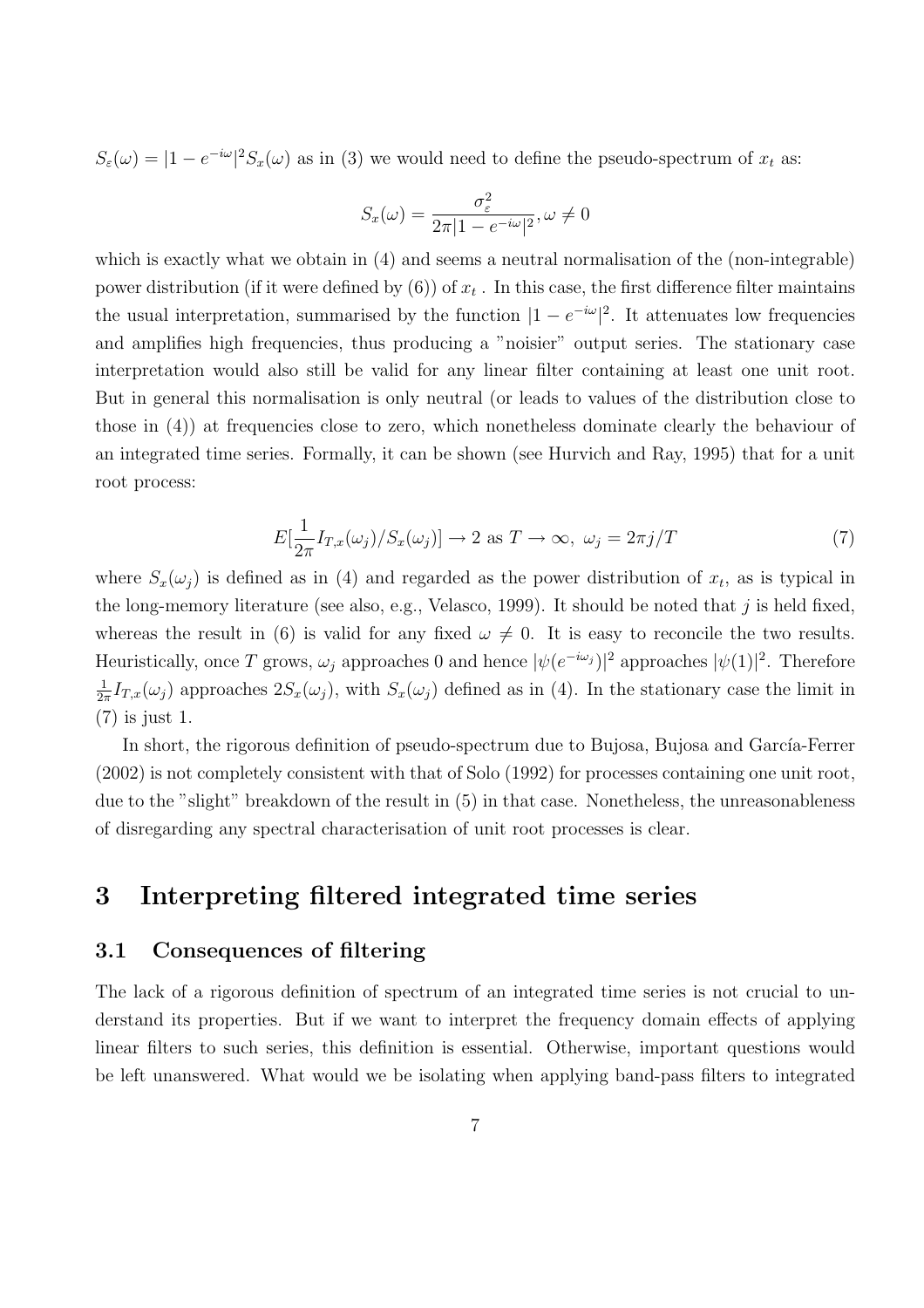$S_\varepsilon(\omega) = |1 - e^{-i\omega}|^2 S_x(\omega)$ as in (3) we would need to define the pseudo-spectrum of $x_t$ as:

$$S_x(\omega) = \frac{\sigma_\varepsilon^2}{2\pi|1 - e^{-i\omega}|^2}, \omega \neq 0$$

which is exactly what we obtain in (4) and seems a neutral normalisation of the (non-integrable) power distribution (if it were defined by (6)) of $x_t$ . In this case, the first difference filter maintains the usual interpretation, summarised by the function $|1 - e^{-i\omega}|^2$. It attenuates low frequencies and amplifies high frequencies, thus producing a "noisier" output series. The stationary case interpretation would also still be valid for any linear filter containing at least one unit root. But in general this normalisation is only neutral (or leads to values of the distribution close to those in (4)) at frequencies close to zero, which nonetheless dominate clearly the behaviour of an integrated time series. Formally, it can be shown (see Hurvich and Ray, 1995) that for a unit root process:

$$E[\frac{1}{2\pi} I_{T,x}(\omega_j)/S_x(\omega_j)] \rightarrow 2 \text{ as } T \rightarrow \infty,\ \omega_j = 2\pi j/T \tag{7}$$

where $S_x(\omega_j)$ is defined as in (4) and regarded as the power distribution of $x_t$, as is typical in the long-memory literature (see also, e.g., Velasco, 1999). It should be noted that $j$ is held fixed, whereas the result in (6) is valid for any fixed $\omega \neq 0$. It is easy to reconcile the two results. Heuristically, once $T$ grows, $\omega_j$ approaches 0 and hence $|\psi(e^{-i\omega_j})|^2$ approaches $|\psi(1)|^2$. Therefore $\frac{1}{2\pi} I_{T,x}(\omega_j)$ approaches $2S_x(\omega_j)$, with $S_x(\omega_j)$ defined as in (4). In the stationary case the limit in (7) is just 1.

In short, the rigorous definition of pseudo-spectrum due to Bujosa, Bujosa and García-Ferrer (2002) is not completely consistent with that of Solo (1992) for processes containing one unit root, due to the "slight" breakdown of the result in (5) in that case. Nonetheless, the unreasonableness of disregarding any spectral characterisation of unit root processes is clear.

# 3 Interpreting filtered integrated time series

## 3.1 Consequences of filtering

The lack of a rigorous definition of spectrum of an integrated time series is not crucial to understand its properties. But if we want to interpret the frequency domain effects of applying linear filters to such series, this definition is essential. Otherwise, important questions would be left unanswered. What would we be isolating when applying band-pass filters to integrated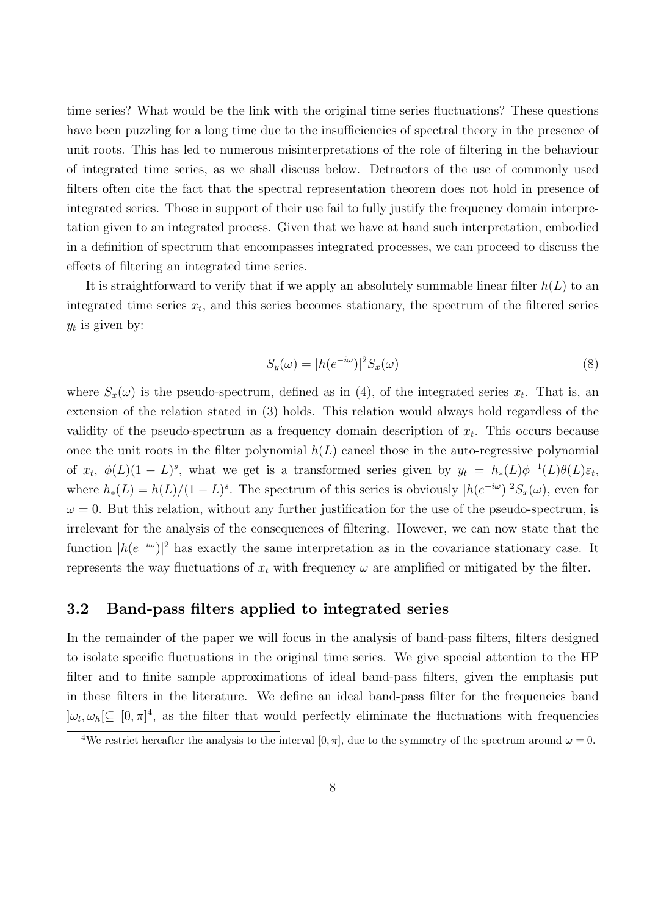time series? What would be the link with the original time series fluctuations? These questions have been puzzling for a long time due to the insufficiencies of spectral theory in the presence of unit roots. This has led to numerous misinterpretations of the role of filtering in the behaviour of integrated time series, as we shall discuss below. Detractors of the use of commonly used filters often cite the fact that the spectral representation theorem does not hold in presence of integrated series. Those in support of their use fail to fully justify the frequency domain interpretation given to an integrated process. Given that we have at hand such interpretation, embodied in a definition of spectrum that encompasses integrated processes, we can proceed to discuss the effects of filtering an integrated time series.

It is straightforward to verify that if we apply an absolutely summable linear filter $h(L)$ to an integrated time series $x_t$, and this series becomes stationary, the spectrum of the filtered series $y_t$ is given by:

$$S_y(\omega) = |h(e^{-i\omega})|^2 S_x(\omega) \tag{8}$$

where $S_x(\omega)$ is the pseudo-spectrum, defined as in (4), of the integrated series $x_t$. That is, an extension of the relation stated in (3) holds. This relation would always hold regardless of the validity of the pseudo-spectrum as a frequency domain description of $x_t$. This occurs because once the unit roots in the filter polynomial $h(L)$ cancel those in the auto-regressive polynomial of $x_t$, $\phi(L)(1-L)^s$, what we get is a transformed series given by $y_t = h_*(L)\phi^{-1}(L)\theta(L)\varepsilon_t$, where $h_*(L) = h(L)/(1-L)^s$. The spectrum of this series is obviously $|h(e^{-i\omega})|^2 S_x(\omega)$, even for $\omega = 0$. But this relation, without any further justification for the use of the pseudo-spectrum, is irrelevant for the analysis of the consequences of filtering. However, we can now state that the function $|h(e^{-i\omega})|^2$ has exactly the same interpretation as in the covariance stationary case. It represents the way fluctuations of $x_t$ with frequency $\omega$ are amplified or mitigated by the filter.

### 3.2 Band-pass filters applied to integrated series

In the remainder of the paper we will focus in the analysis of band-pass filters, filters designed to isolate specific fluctuations in the original time series. We give special attention to the HP filter and to finite sample approximations of ideal band-pass filters, given the emphasis put in these filters in the literature. We define an ideal band-pass filter for the frequencies band $]\omega_l, \omega_h[\subseteq [0, \pi]$[4], as the filter that would perfectly eliminate the fluctuations with frequencies

[4] We restrict hereafter the analysis to the interval $[0, \pi]$, due to the symmetry of the spectrum around $\omega = 0$.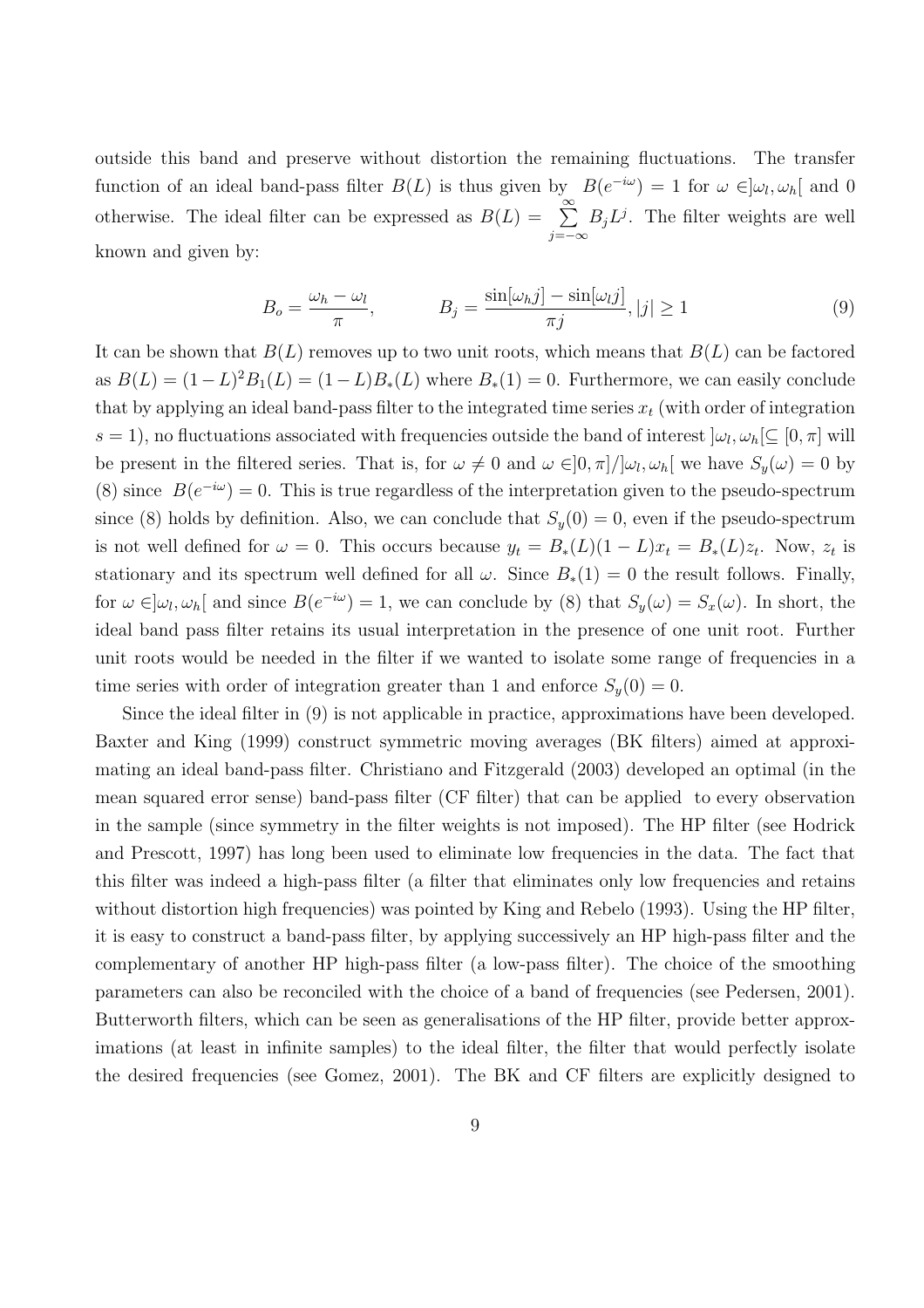outside this band and preserve without distortion the remaining fluctuations. The transfer function of an ideal band-pass filter $B(L)$ is thus given by $B(e^{-i\omega}) = 1$ for $\omega \in ]\omega_l, \omega_h[$ and 0 otherwise. The ideal filter can be expressed as $B(L) = \sum_{j=-\infty}^{\infty} B_j L^j$. The filter weights are well known and given by:

$$B_o = \frac{\omega_h - \omega_l}{\pi}, \qquad B_j = \frac{\sin[\omega_h j] - \sin[\omega_l j]}{\pi j}, |j| \geq 1 \tag{9}$$

It can be shown that $B(L)$ removes up to two unit roots, which means that $B(L)$ can be factored as $B(L) = (1-L)^2 B_1(L) = (1-L)B_*(L)$ where $B_*(1) = 0$. Furthermore, we can easily conclude that by applying an ideal band-pass filter to the integrated time series $x_t$ (with order of integration $s = 1$), no fluctuations associated with frequencies outside the band of interest $]\omega_l, \omega_h[ \subseteq [0, \pi]$ will be present in the filtered series. That is, for $\omega \neq 0$ and $\omega \in ]0, \pi]/]\omega_l, \omega_h[$ we have $S_y(\omega) = 0$ by (8) since $B(e^{-i\omega}) = 0$. This is true regardless of the interpretation given to the pseudo-spectrum since (8) holds by definition. Also, we can conclude that $S_y(0) = 0$, even if the pseudo-spectrum is not well defined for $\omega = 0$. This occurs because $y_t = B_*(L)(1-L)x_t = B_*(L)z_t$. Now, $z_t$ is stationary and its spectrum well defined for all $\omega$. Since $B_*(1) = 0$ the result follows. Finally, for $\omega \in ]\omega_l, \omega_h[$ and since $B(e^{-i\omega}) = 1$, we can conclude by (8) that $S_y(\omega) = S_x(\omega)$. In short, the ideal band pass filter retains its usual interpretation in the presence of one unit root. Further unit roots would be needed in the filter if we wanted to isolate some range of frequencies in a time series with order of integration greater than 1 and enforce $S_y(0) = 0$.

Since the ideal filter in (9) is not applicable in practice, approximations have been developed. Baxter and King (1999) construct symmetric moving averages (BK filters) aimed at approximating an ideal band-pass filter. Christiano and Fitzgerald (2003) developed an optimal (in the mean squared error sense) band-pass filter (CF filter) that can be applied to every observation in the sample (since symmetry in the filter weights is not imposed). The HP filter (see Hodrick and Prescott, 1997) has long been used to eliminate low frequencies in the data. The fact that this filter was indeed a high-pass filter (a filter that eliminates only low frequencies and retains without distortion high frequencies) was pointed by King and Rebelo (1993). Using the HP filter, it is easy to construct a band-pass filter, by applying successively an HP high-pass filter and the complementary of another HP high-pass filter (a low-pass filter). The choice of the smoothing parameters can also be reconciled with the choice of a band of frequencies (see Pedersen, 2001). Butterworth filters, which can be seen as generalisations of the HP filter, provide better approximations (at least in infinite samples) to the ideal filter, the filter that would perfectly isolate the desired frequencies (see Gomez, 2001). The BK and CF filters are explicitly designed to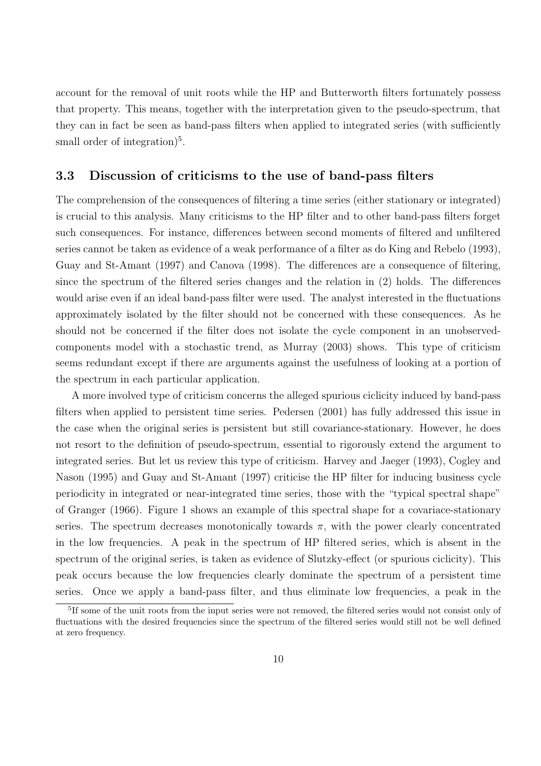account for the removal of unit roots while the HP and Butterworth filters fortunately possess that property. This means, together with the interpretation given to the pseudo-spectrum, that they can in fact be seen as band-pass filters when applied to integrated series (with sufficiently small order of integration)[5].

### 3.3 Discussion of criticisms to the use of band-pass filters

The comprehension of the consequences of filtering a time series (either stationary or integrated) is crucial to this analysis. Many criticisms to the HP filter and to other band-pass filters forget such consequences. For instance, differences between second moments of filtered and unfiltered series cannot be taken as evidence of a weak performance of a filter as do King and Rebelo (1993), Guay and St-Amant (1997) and Canova (1998). The differences are a consequence of filtering, since the spectrum of the filtered series changes and the relation in (2) holds. The differences would arise even if an ideal band-pass filter were used. The analyst interested in the fluctuations approximately isolated by the filter should not be concerned with these consequences. As he should not be concerned if the filter does not isolate the cycle component in an unobserved-components model with a stochastic trend, as Murray (2003) shows. This type of criticism seems redundant except if there are arguments against the usefulness of looking at a portion of the spectrum in each particular application.

A more involved type of criticism concerns the alleged spurious ciclicity induced by band-pass filters when applied to persistent time series. Pedersen (2001) has fully addressed this issue in the case when the original series is persistent but still covariance-stationary. However, he does not resort to the definition of pseudo-spectrum, essential to rigorously extend the argument to integrated series. But let us review this type of criticism. Harvey and Jaeger (1993), Cogley and Nason (1995) and Guay and St-Amant (1997) criticise the HP filter for inducing business cycle periodicity in integrated or near-integrated time series, those with the "typical spectral shape" of Granger (1966). Figure 1 shows an example of this spectral shape for a covariace-stationary series. The spectrum decreases monotonically towards $\pi$, with the power clearly concentrated in the low frequencies. A peak in the spectrum of HP filtered series, which is absent in the spectrum of the original series, is taken as evidence of Slutzky-effect (or spurious ciclicity). This peak occurs because the low frequencies clearly dominate the spectrum of a persistent time series. Once we apply a band-pass filter, and thus eliminate low frequencies, a peak in the

[5]If some of the unit roots from the input series were not removed, the filtered series would not consist only of fluctuations with the desired frequencies since the spectrum of the filtered series would still not be well defined at zero frequency.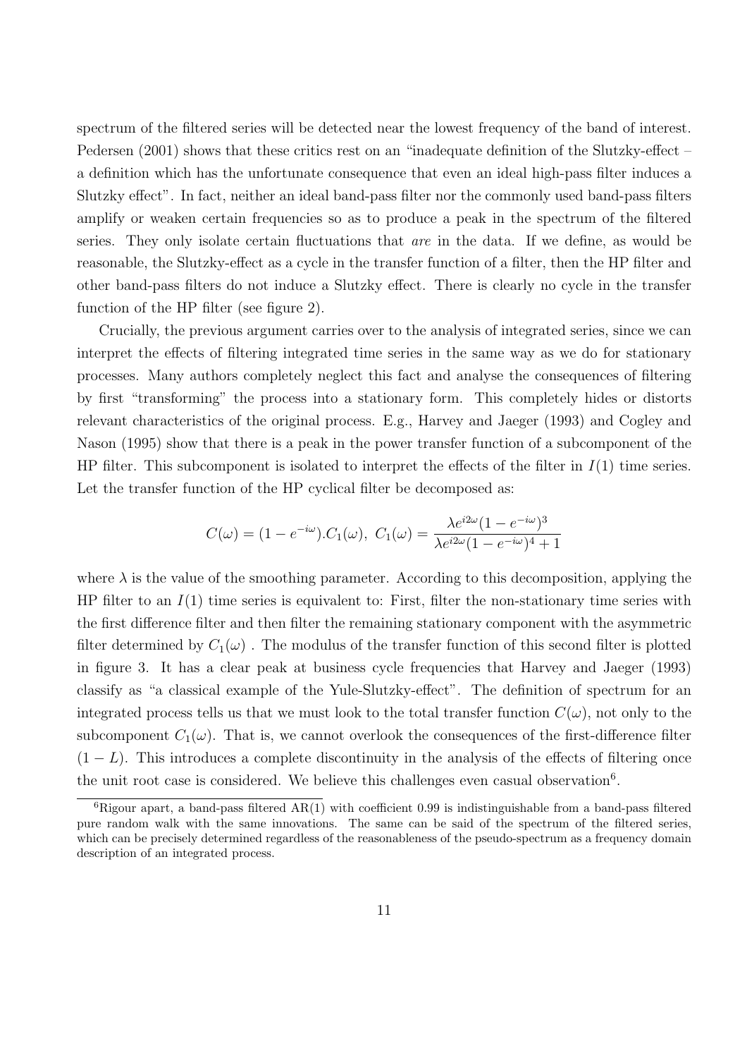spectrum of the filtered series will be detected near the lowest frequency of the band of interest. Pedersen (2001) shows that these critics rest on an "inadequate definition of the Slutzky-effect – a definition which has the unfortunate consequence that even an ideal high-pass filter induces a Slutzky effect". In fact, neither an ideal band-pass filter nor the commonly used band-pass filters amplify or weaken certain frequencies so as to produce a peak in the spectrum of the filtered series. They only isolate certain fluctuations that *are* in the data. If we define, as would be reasonable, the Slutzky-effect as a cycle in the transfer function of a filter, then the HP filter and other band-pass filters do not induce a Slutzky effect. There is clearly no cycle in the transfer function of the HP filter (see figure 2).

Crucially, the previous argument carries over to the analysis of integrated series, since we can interpret the effects of filtering integrated time series in the same way as we do for stationary processes. Many authors completely neglect this fact and analyse the consequences of filtering by first "transforming" the process into a stationary form. This completely hides or distorts relevant characteristics of the original process. E.g., Harvey and Jaeger (1993) and Cogley and Nason (1995) show that there is a peak in the power transfer function of a subcomponent of the HP filter. This subcomponent is isolated to interpret the effects of the filter in $I(1)$ time series. Let the transfer function of the HP cyclical filter be decomposed as:

$$C(\omega) = (1 - e^{-i\omega}).C_1(\omega),\ C_1(\omega) = \frac{\lambda e^{i2\omega}(1 - e^{-i\omega})^3}{\lambda e^{i2\omega}(1 - e^{-i\omega})^4 + 1}$$

where $\lambda$ is the value of the smoothing parameter. According to this decomposition, applying the HP filter to an $I(1)$ time series is equivalent to: First, filter the non-stationary time series with the first difference filter and then filter the remaining stationary component with the asymmetric filter determined by $C_1(\omega)$ . The modulus of the transfer function of this second filter is plotted in figure 3. It has a clear peak at business cycle frequencies that Harvey and Jaeger (1993) classify as "a classical example of the Yule-Slutzky-effect". The definition of spectrum for an integrated process tells us that we must look to the total transfer function $C(\omega)$, not only to the subcomponent $C_1(\omega)$. That is, we cannot overlook the consequences of the first-difference filter $(1 - L)$. This introduces a complete discontinuity in the analysis of the effects of filtering once the unit root case is considered. We believe this challenges even casual observation[6].

[6]Rigour apart, a band-pass filtered AR(1) with coefficient 0.99 is indistinguishable from a band-pass filtered pure random walk with the same innovations. The same can be said of the spectrum of the filtered series, which can be precisely determined regardless of the reasonableness of the pseudo-spectrum as a frequency domain description of an integrated process.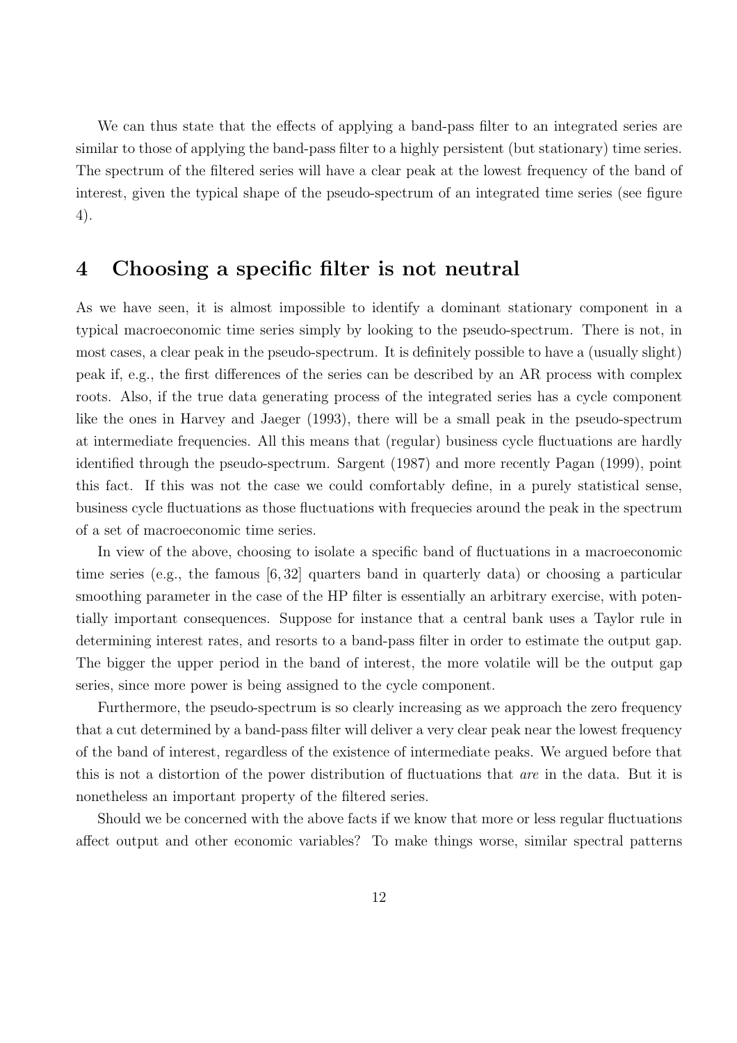We can thus state that the effects of applying a band-pass filter to an integrated series are similar to those of applying the band-pass filter to a highly persistent (but stationary) time series. The spectrum of the filtered series will have a clear peak at the lowest frequency of the band of interest, given the typical shape of the pseudo-spectrum of an integrated time series (see figure 4).

# 4 Choosing a specific filter is not neutral

As we have seen, it is almost impossible to identify a dominant stationary component in a typical macroeconomic time series simply by looking to the pseudo-spectrum. There is not, in most cases, a clear peak in the pseudo-spectrum. It is definitely possible to have a (usually slight) peak if, e.g., the first differences of the series can be described by an AR process with complex roots. Also, if the true data generating process of the integrated series has a cycle component like the ones in Harvey and Jaeger (1993), there will be a small peak in the pseudo-spectrum at intermediate frequencies. All this means that (regular) business cycle fluctuations are hardly identified through the pseudo-spectrum. Sargent (1987) and more recently Pagan (1999), point this fact. If this was not the case we could comfortably define, in a purely statistical sense, business cycle fluctuations as those fluctuations with frequecies around the peak in the spectrum of a set of macroeconomic time series.

In view of the above, choosing to isolate a specific band of fluctuations in a macroeconomic time series (e.g., the famous $[6, 32]$ quarters band in quarterly data) or choosing a particular smoothing parameter in the case of the HP filter is essentially an arbitrary exercise, with potentially important consequences. Suppose for instance that a central bank uses a Taylor rule in determining interest rates, and resorts to a band-pass filter in order to estimate the output gap. The bigger the upper period in the band of interest, the more volatile will be the output gap series, since more power is being assigned to the cycle component.

Furthermore, the pseudo-spectrum is so clearly increasing as we approach the zero frequency that a cut determined by a band-pass filter will deliver a very clear peak near the lowest frequency of the band of interest, regardless of the existence of intermediate peaks. We argued before that this is not a distortion of the power distribution of fluctuations that *are* in the data. But it is nonetheless an important property of the filtered series.

Should we be concerned with the above facts if we know that more or less regular fluctuations affect output and other economic variables? To make things worse, similar spectral patterns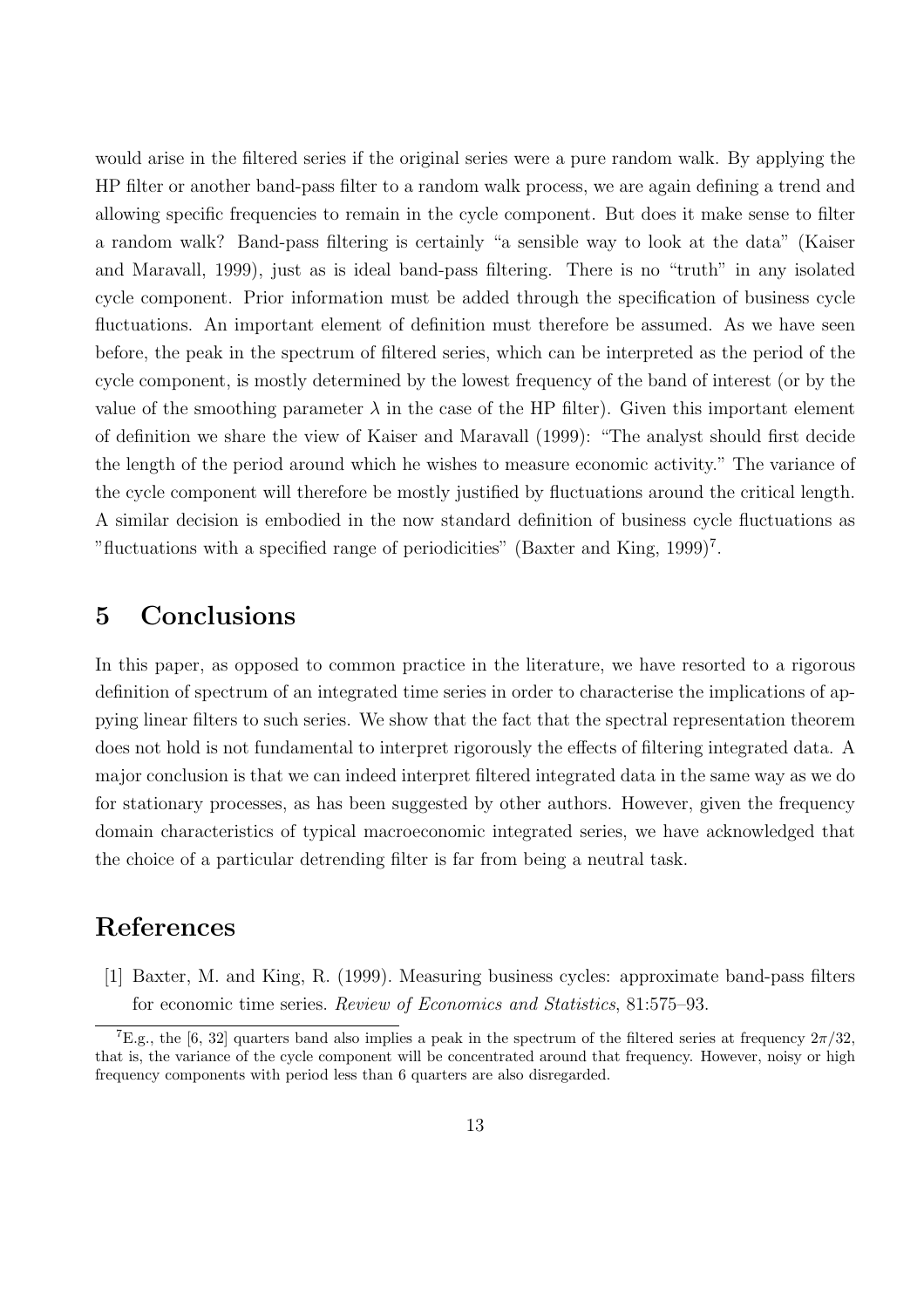would arise in the filtered series if the original series were a pure random walk. By applying the HP filter or another band-pass filter to a random walk process, we are again defining a trend and allowing specific frequencies to remain in the cycle component. But does it make sense to filter a random walk? Band-pass filtering is certainly "a sensible way to look at the data" (Kaiser and Maravall, 1999), just as is ideal band-pass filtering. There is no "truth" in any isolated cycle component. Prior information must be added through the specification of business cycle fluctuations. An important element of definition must therefore be assumed. As we have seen before, the peak in the spectrum of filtered series, which can be interpreted as the period of the cycle component, is mostly determined by the lowest frequency of the band of interest (or by the value of the smoothing parameter $\lambda$ in the case of the HP filter). Given this important element of definition we share the view of Kaiser and Maravall (1999): "The analyst should first decide the length of the period around which he wishes to measure economic activity." The variance of the cycle component will therefore be mostly justified by fluctuations around the critical length. A similar decision is embodied in the now standard definition of business cycle fluctuations as "fluctuations with a specified range of periodicities" (Baxter and King, 1999)[7].

# 5 Conclusions

In this paper, as opposed to common practice in the literature, we have resorted to a rigorous definition of spectrum of an integrated time series in order to characterise the implications of appying linear filters to such series. We show that the fact that the spectral representation theorem does not hold is not fundamental to interpret rigorously the effects of filtering integrated data. A major conclusion is that we can indeed interpret filtered integrated data in the same way as we do for stationary processes, as has been suggested by other authors. However, given the frequency domain characteristics of typical macroeconomic integrated series, we have acknowledged that the choice of a particular detrending filter is far from being a neutral task.

# References

[1] Baxter, M. and King, R. (1999). Measuring business cycles: approximate band-pass filters for economic time series. *Review of Economics and Statistics*, 81:575–93.

[7] E.g., the [6, 32] quarters band also implies a peak in the spectrum of the filtered series at frequency $2\pi/32$, that is, the variance of the cycle component will be concentrated around that frequency. However, noisy or high frequency components with period less than 6 quarters are also disregarded.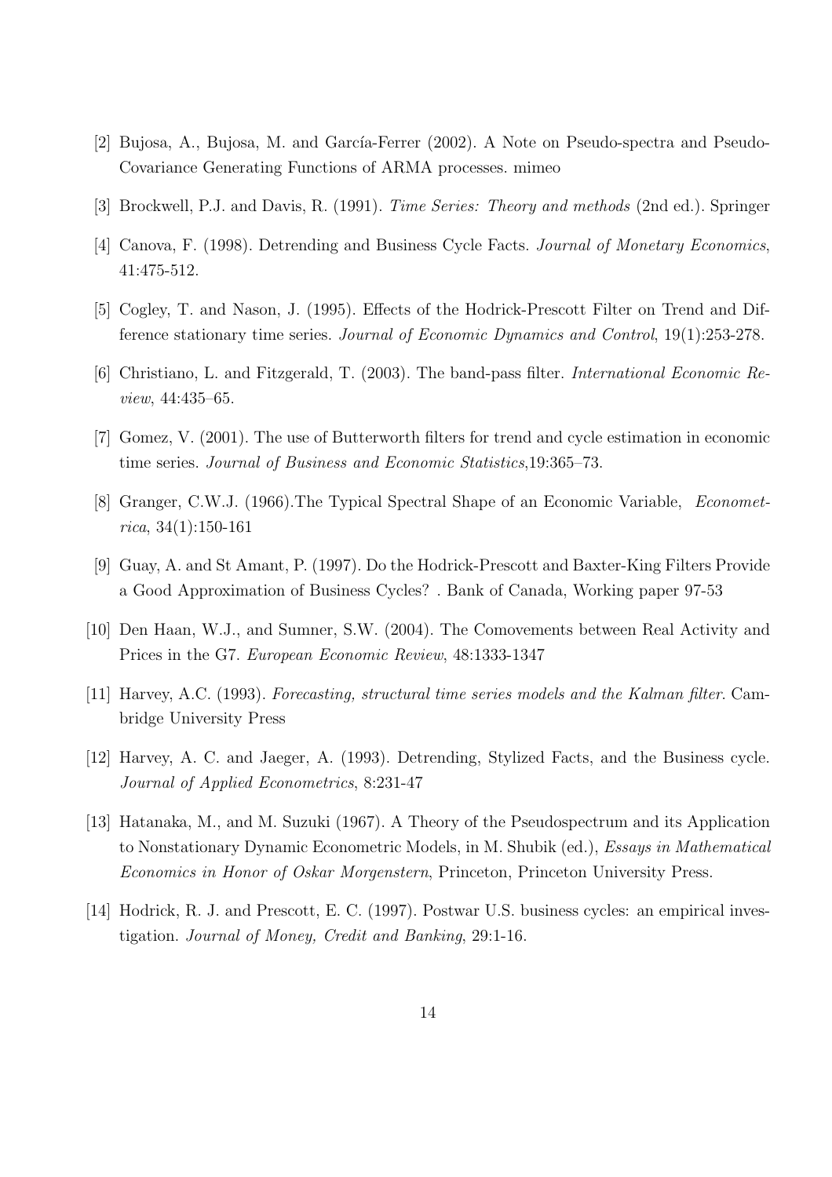[2] Bujosa, A., Bujosa, M. and García-Ferrer (2002). A Note on Pseudo-spectra and Pseudo-Covariance Generating Functions of ARMA processes. mimeo

[3] Brockwell, P.J. and Davis, R. (1991). *Time Series: Theory and methods* (2nd ed.). Springer

[4] Canova, F. (1998). Detrending and Business Cycle Facts. *Journal of Monetary Economics*, 41:475-512.

[5] Cogley, T. and Nason, J. (1995). Effects of the Hodrick-Prescott Filter on Trend and Difference stationary time series. *Journal of Economic Dynamics and Control*, 19(1):253-278.

[6] Christiano, L. and Fitzgerald, T. (2003). The band-pass filter. *International Economic Review*, 44:435–65.

[7] Gomez, V. (2001). The use of Butterworth filters for trend and cycle estimation in economic time series. *Journal of Business and Economic Statistics*,19:365–73.

[8] Granger, C.W.J. (1966).The Typical Spectral Shape of an Economic Variable, *Econometrica*, 34(1):150-161

[9] Guay, A. and St Amant, P. (1997). Do the Hodrick-Prescott and Baxter-King Filters Provide a Good Approximation of Business Cycles? . Bank of Canada, Working paper 97-53

[10] Den Haan, W.J., and Sumner, S.W. (2004). The Comovements between Real Activity and Prices in the G7. *European Economic Review*, 48:1333-1347

[11] Harvey, A.C. (1993). *Forecasting, structural time series models and the Kalman filter*. Cambridge University Press

[12] Harvey, A. C. and Jaeger, A. (1993). Detrending, Stylized Facts, and the Business cycle. *Journal of Applied Econometrics*, 8:231-47

[13] Hatanaka, M., and M. Suzuki (1967). A Theory of the Pseudospectrum and its Application to Nonstationary Dynamic Econometric Models, in M. Shubik (ed.), *Essays in Mathematical Economics in Honor of Oskar Morgenstern*, Princeton, Princeton University Press.

[14] Hodrick, R. J. and Prescott, E. C. (1997). Postwar U.S. business cycles: an empirical investigation. *Journal of Money, Credit and Banking*, 29:1-16.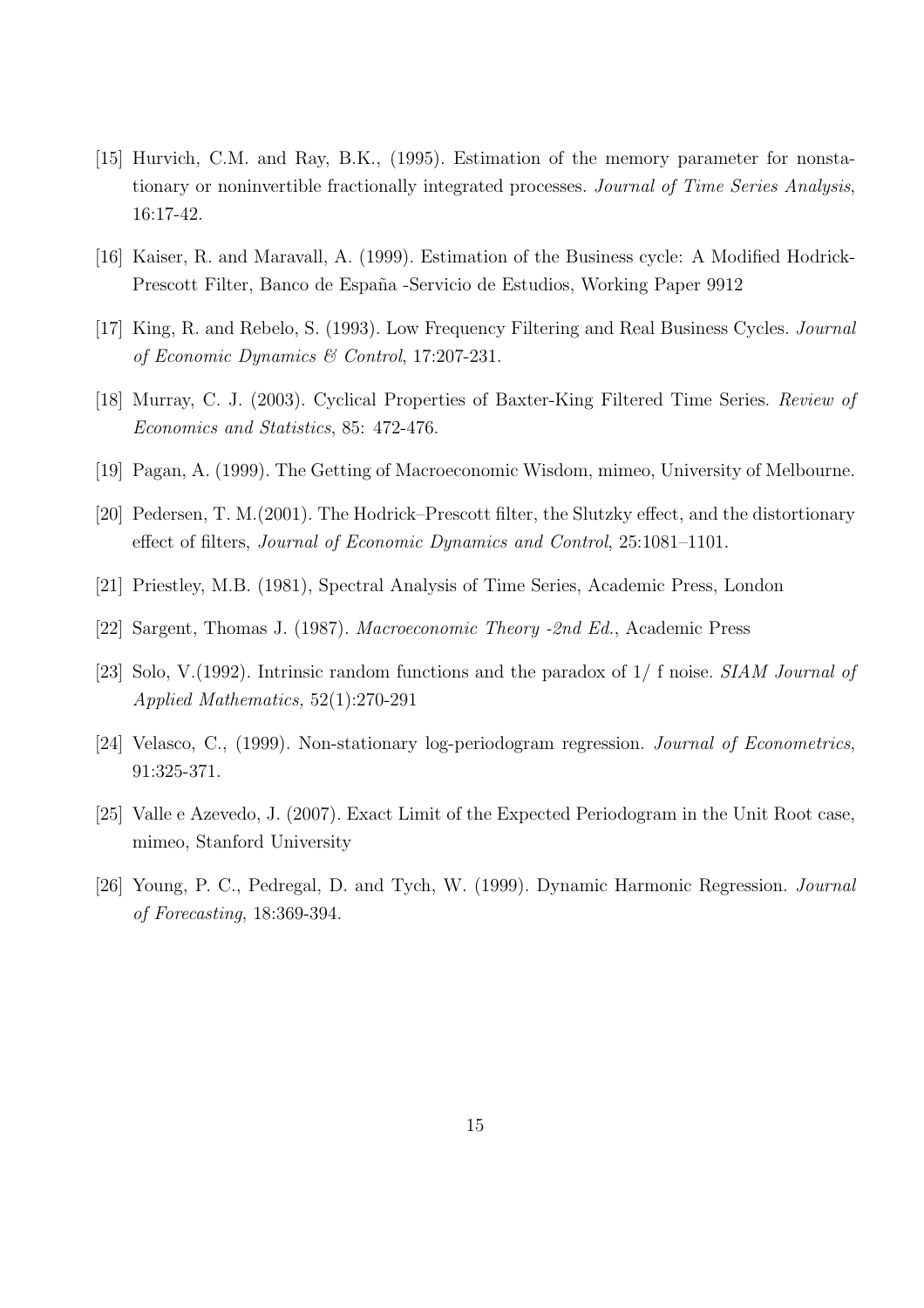[15] Hurvich, C.M. and Ray, B.K., (1995). Estimation of the memory parameter for nonstationary or noninvertible fractionally integrated processes. *Journal of Time Series Analysis*, 16:17-42.

[16] Kaiser, R. and Maravall, A. (1999). Estimation of the Business cycle: A Modified Hodrick-Prescott Filter, Banco de España -Servicio de Estudios, Working Paper 9912

[17] King, R. and Rebelo, S. (1993). Low Frequency Filtering and Real Business Cycles. *Journal of Economic Dynamics & Control*, 17:207-231.

[18] Murray, C. J. (2003). Cyclical Properties of Baxter-King Filtered Time Series. *Review of Economics and Statistics*, 85: 472-476.

[19] Pagan, A. (1999). The Getting of Macroeconomic Wisdom, mimeo, University of Melbourne.

[20] Pedersen, T. M.(2001). The Hodrick–Prescott filter, the Slutzky effect, and the distortionary effect of filters, *Journal of Economic Dynamics and Control*, 25:1081–1101.

[21] Priestley, M.B. (1981), Spectral Analysis of Time Series, Academic Press, London

[22] Sargent, Thomas J. (1987). *Macroeconomic Theory -2nd Ed.*, Academic Press

[23] Solo, V.(1992). Intrinsic random functions and the paradox of 1/ f noise. *SIAM Journal of Applied Mathematics,* 52(1):270-291

[24] Velasco, C., (1999). Non-stationary log-periodogram regression. *Journal of Econometrics*, 91:325-371.

[25] Valle e Azevedo, J. (2007). Exact Limit of the Expected Periodogram in the Unit Root case, mimeo, Stanford University

[26] Young, P. C., Pedregal, D. and Tych, W. (1999). Dynamic Harmonic Regression. *Journal of Forecasting*, 18:369-394.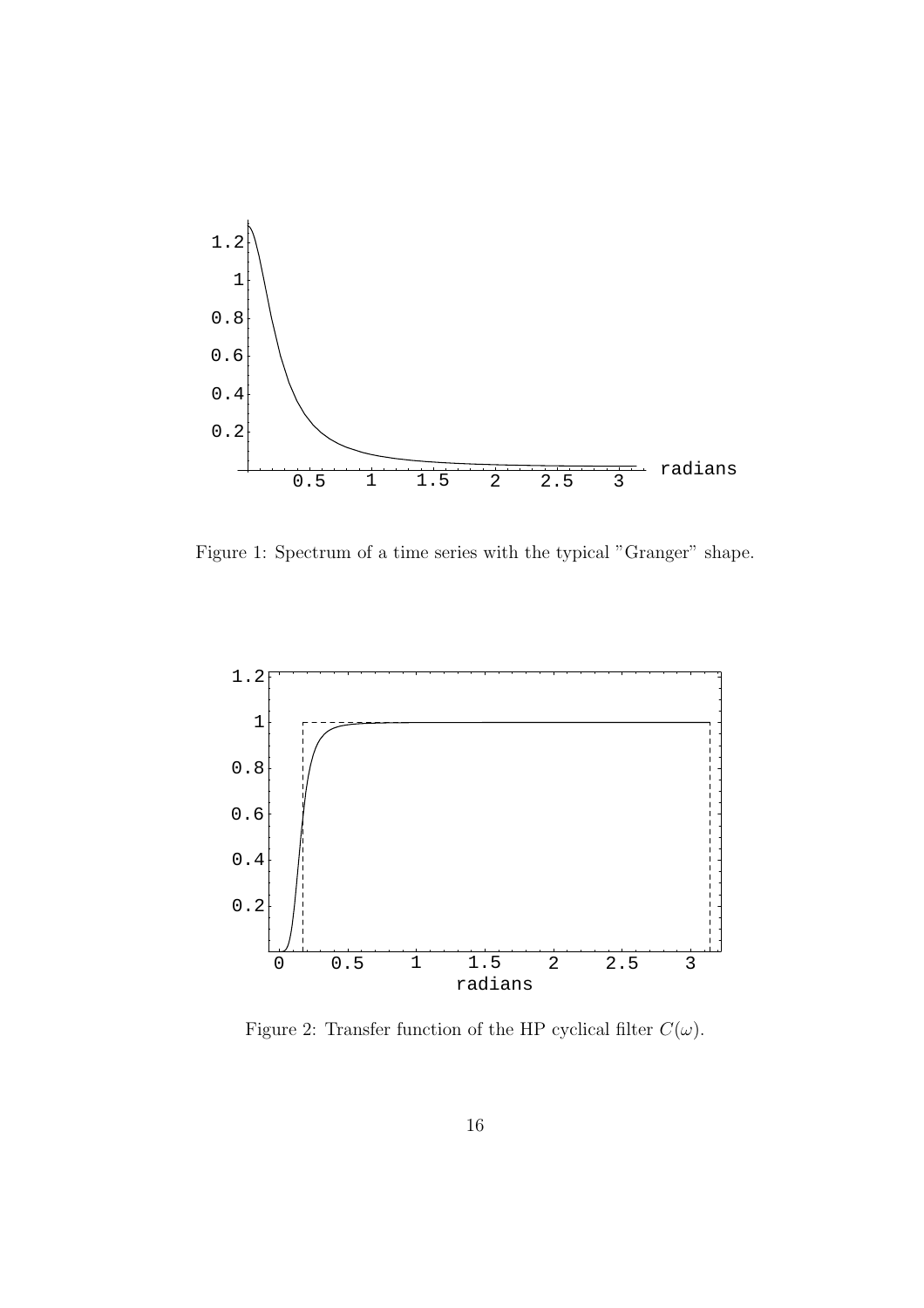Figure 1: Spectrum of a time series with the typical "Granger" shape.

Figure 2: Transfer function of the HP cyclical filter $C(\omega)$.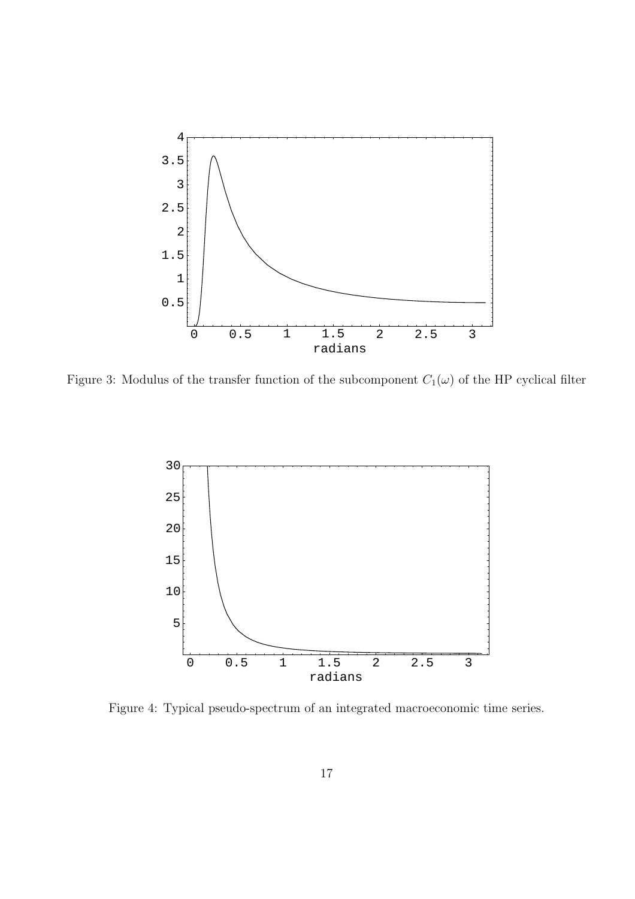4

3.5

3

2.5

2

1.5

1

0.5

0 0.5 1 1.5 2 2.5 3

radians

Figure 3: Modulus of the transfer function of the subcomponent $C_1(\omega)$ of the HP cyclical filter

30

25

20

15

10

5

0 0.5 1 1.5 2 2.5 3

radians

Figure 4: Typical pseudo-spectrum of an integrated macroeconomic time series.